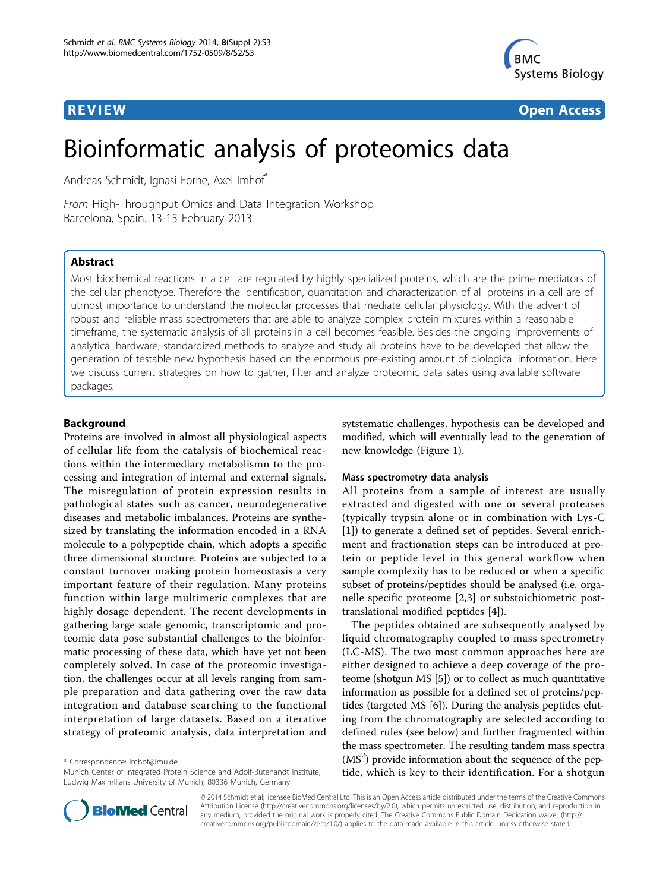**REVIEW** **Open Access**

# Bioinformatic analysis of proteomics data

Andreas Schmidt, Ignasi Forne, Axel Imhof*

*From* High-Throughput Omics and Data Integration Workshop
Barcelona, Spain. 13-15 February 2013

## Abstract

Most biochemical reactions in a cell are regulated by highly specialized proteins, which are the prime mediators of the cellular phenotype. Therefore the identification, quantitation and characterization of all proteins in a cell are of utmost importance to understand the molecular processes that mediate cellular physiology. With the advent of robust and reliable mass spectrometers that are able to analyze complex protein mixtures within a reasonable timeframe, the systematic analysis of all proteins in a cell becomes feasible. Besides the ongoing improvements of analytical hardware, standardized methods to analyze and study all proteins have to be developed that allow the generation of testable new hypothesis based on the enormous pre-existing amount of biological information. Here we discuss current strategies on how to gather, filter and analyze proteomic data sates using available software packages.

## Background

Proteins are involved in almost all physiological aspects of cellular life from the catalysis of biochemical reactions within the intermediary metabolismn to the processing and integration of internal and external signals. The misregulation of protein expression results in pathological states such as cancer, neurodegenerative diseases and metabolic imbalances. Proteins are synthesized by translating the information encoded in a RNA molecule to a polypeptide chain, which adopts a specific three dimensional structure. Proteins are subjected to a constant turnover making protein homeostasis a very important feature of their regulation. Many proteins function within large multimeric complexes that are highly dosage dependent. The recent developments in gathering large scale genomic, transcriptomic and proteomic data pose substantial challenges to the bioinformatic processing of these data, which have yet not been completely solved. In case of the proteomic investigation, the challenges occur at all levels ranging from sample preparation and data gathering over the raw data integration and database searching to the functional interpretation of large datasets. Based on a iterative strategy of proteomic analysis, data interpretation and sytstematic challenges, hypothesis can be developed and modified, which will eventually lead to the generation of new knowledge (Figure 1).

### Mass spectrometry data analysis

All proteins from a sample of interest are usually extracted and digested with one or several proteases (typically trypsin alone or in combination with Lys-C [1]) to generate a defined set of peptides. Several enrichment and fractionation steps can be introduced at protein or peptide level in this general workflow when sample complexity has to be reduced or when a specific subset of proteins/peptides should be analysed (i.e. organelle specific proteome [2,3] or substoichiometric post-translational modified peptides [4]).

The peptides obtained are subsequently analysed by liquid chromatography coupled to mass spectrometry (LC-MS). The two most common approaches here are either designed to achieve a deep coverage of the proteome (shotgun MS [5]) or to collect as much quantitative information as possible for a defined set of proteins/peptides (targeted MS [6]). During the analysis peptides eluting from the chromatography are selected according to defined rules (see below) and further fragmented within the mass spectrometer. The resulting tandem mass spectra ($MS^2$) provide information about the sequence of the peptide, which is key to their identification. For a shotgun

\* Correspondence: imhof@lmu.de
Munich Center of Integrated Protein Science and Adolf-Butenandt Institute, Ludwig Maximilians University of Munich, 80336 Munich, Germany

© 2014 Schmidt et al; licensee BioMed Central Ltd. This is an Open Access article distributed under the terms of the Creative Commons Attribution License (http://creativecommons.org/licenses/by/2.0), which permits unrestricted use, distribution, and reproduction in any medium, provided the original work is properly cited. The Creative Commons Public Domain Dedication waiver (http://creativecommons.org/publicdomain/zero/1.0/) applies to the data made available in this article, unless otherwise stated.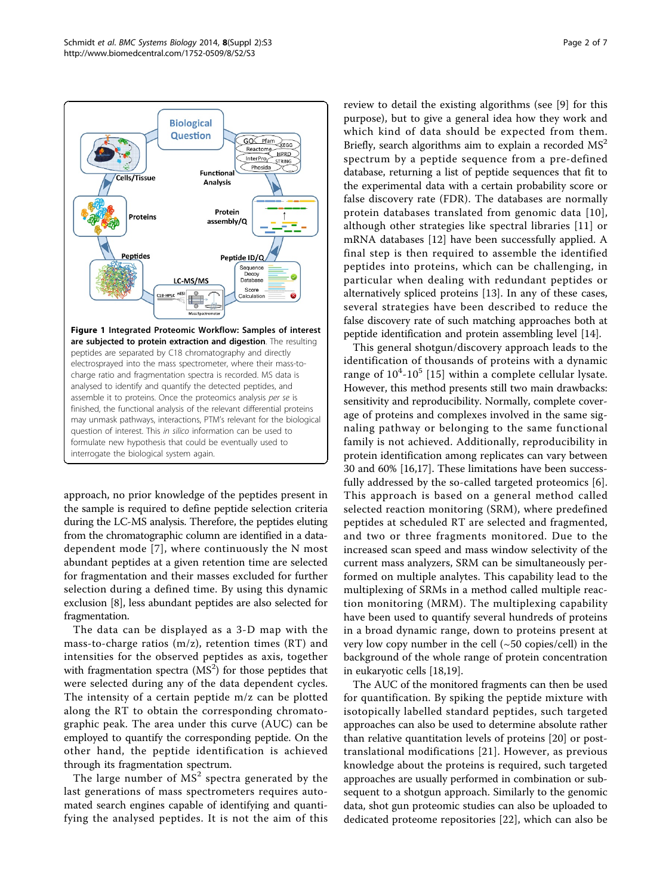**Figure 1 Integrated Proteomic Workflow: Samples of interest are subjected to protein extraction and digestion**. The resulting peptides are separated by C18 chromatography and directly electrosprayed into the mass spectrometer, where their mass-to-charge ratio and fragmentation spectra is recorded. MS data is analysed to identify and quantify the detected peptides, and assemble it to proteins. Once the proteomics analysis *per se* is finished, the functional analysis of the relevant differential proteins may unmask pathways, interactions, PTM's relevant for the biological question of interest. This *in silico* information can be used to formulate new hypothesis that could be eventually used to interrogate the biological system again.

approach, no prior knowledge of the peptides present in the sample is required to define peptide selection criteria during the LC-MS analysis. Therefore, the peptides eluting from the chromatographic column are identified in a data-dependent mode [7], where continuously the N most abundant peptides at a given retention time are selected for fragmentation and their masses excluded for further selection during a defined time. By using this dynamic exclusion [8], less abundant peptides are also selected for fragmentation.

The data can be displayed as a 3-D map with the mass-to-charge ratios (m/z), retention times (RT) and intensities for the observed peptides as axis, together with fragmentation spectra ($MS^2$) for those peptides that were selected during any of the data dependent cycles. The intensity of a certain peptide m/z can be plotted along the RT to obtain the corresponding chromatographic peak. The area under this curve (AUC) can be employed to quantify the corresponding peptide. On the other hand, the peptide identification is achieved through its fragmentation spectrum.

The large number of $MS^2$ spectra generated by the last generations of mass spectrometers requires automated search engines capable of identifying and quantifying the analysed peptides. It is not the aim of this review to detail the existing algorithms (see [9] for this purpose), but to give a general idea how they work and which kind of data should be expected from them. Briefly, search algorithms aim to explain a recorded $MS^2$ spectrum by a peptide sequence from a pre-defined database, returning a list of peptide sequences that fit to the experimental data with a certain probability score or false discovery rate (FDR). The databases are normally protein databases translated from genomic data [10], although other strategies like spectral libraries [11] or mRNA databases [12] have been successfully applied. A final step is then required to assemble the identified peptides into proteins, which can be challenging, in particular when dealing with redundant peptides or alternatively spliced proteins [13]. In any of these cases, several strategies have been described to reduce the false discovery rate of such matching approaches both at peptide identification and protein assembling level [14].

This general shotgun/discovery approach leads to the identification of thousands of proteins with a dynamic range of $10^4$-$10^5$ [15] within a complete cellular lysate. However, this method presents still two main drawbacks: sensitivity and reproducibility. Normally, complete coverage of proteins and complexes involved in the same signaling pathway or belonging to the same functional family is not achieved. Additionally, reproducibility in protein identification among replicates can vary between 30 and 60% [16,17]. These limitations have been successfully addressed by the so-called targeted proteomics [6]. This approach is based on a general method called selected reaction monitoring (SRM), where predefined peptides at scheduled RT are selected and fragmented, and two or three fragments monitored. Due to the increased scan speed and mass window selectivity of the current mass analyzers, SRM can be simultaneously performed on multiple analytes. This capability lead to the multiplexing of SRMs in a method called multiple reaction monitoring (MRM). The multiplexing capability have been used to quantify several hundreds of proteins in a broad dynamic range, down to proteins present at very low copy number in the cell (~50 copies/cell) in the background of the whole range of protein concentration in eukaryotic cells [18,19].

The AUC of the monitored fragments can then be used for quantification. By spiking the peptide mixture with isotopically labelled standard peptides, such targeted approaches can also be used to determine absolute rather than relative quantitation levels of proteins [20] or post-translational modifications [21]. However, as previous knowledge about the proteins is required, such targeted approaches are usually performed in combination or subsequent to a shotgun approach. Similarly to the genomic data, shot gun proteomic studies can also be uploaded to dedicated proteome repositories [22], which can also be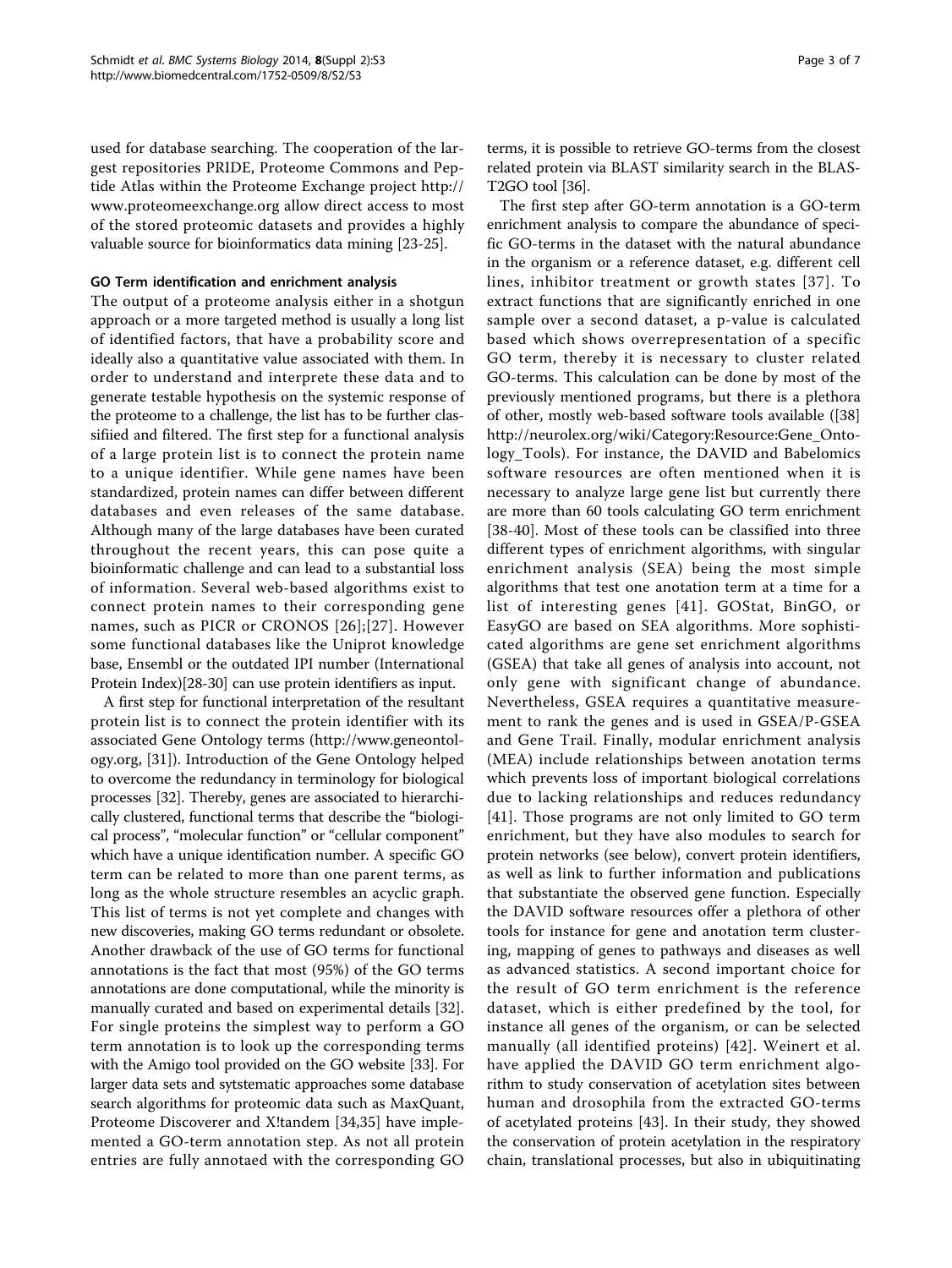used for database searching. The cooperation of the largest repositories PRIDE, Proteome Commons and Peptide Atlas within the Proteome Exchange project http://www.proteomeexchange.org allow direct access to most of the stored proteomic datasets and provides a highly valuable source for bioinformatics data mining [23-25].

### GO Term identification and enrichment analysis

The output of a proteome analysis either in a shotgun approach or a more targeted method is usually a long list of identified factors, that have a probability score and ideally also a quantitative value associated with them. In order to understand and interprete these data and to generate testable hypothesis on the systemic response of the proteome to a challenge, the list has to be further classifiied and filtered. The first step for a functional analysis of a large protein list is to connect the protein name to a unique identifier. While gene names have been standardized, protein names can differ between different databases and even releases of the same database. Although many of the large databases have been curated throughout the recent years, this can pose quite a bioinformatic challenge and can lead to a substantial loss of information. Several web-based algorithms exist to connect protein names to their corresponding gene names, such as PICR or CRONOS [26];[27]. However some functional databases like the Uniprot knowledge base, Ensembl or the outdated IPI number (International Protein Index)[28-30] can use protein identifiers as input.

A first step for functional interpretation of the resultant protein list is to connect the protein identifier with its associated Gene Ontology terms (http://www.geneontology.org, [31]). Introduction of the Gene Ontology helped to overcome the redundancy in terminology for biological processes [32]. Thereby, genes are associated to hierarchically clustered, functional terms that describe the "biological process", "molecular function" or "cellular component" which have a unique identification number. A specific GO term can be related to more than one parent terms, as long as the whole structure resembles an acyclic graph. This list of terms is not yet complete and changes with new discoveries, making GO terms redundant or obsolete. Another drawback of the use of GO terms for functional annotations is the fact that most (95%) of the GO terms annotations are done computational, while the minority is manually curated and based on experimental details [32]. For single proteins the simplest way to perform a GO term annotation is to look up the corresponding terms with the Amigo tool provided on the GO website [33]. For larger data sets and sytstematic approaches some database search algorithms for proteomic data such as MaxQuant, Proteome Discoverer and X!tandem [34,35] have implemented a GO-term annotation step. As not all protein entries are fully annotaed with the corresponding GO terms, it is possible to retrieve GO-terms from the closest related protein via BLAST similarity search in the BLAST2GO tool [36].

The first step after GO-term annotation is a GO-term enrichment analysis to compare the abundance of specific GO-terms in the dataset with the natural abundance in the organism or a reference dataset, e.g. different cell lines, inhibitor treatment or growth states [37]. To extract functions that are significantly enriched in one sample over a second dataset, a p-value is calculated based which shows overrepresentation of a specific GO term, thereby it is necessary to cluster related GO-terms. This calculation can be done by most of the previously mentioned programs, but there is a plethora of other, mostly web-based software tools available ([38] http://neurolex.org/wiki/Category:Resource:Gene_Ontology_Tools). For instance, the DAVID and Babelomics software resources are often mentioned when it is necessary to analyze large gene list but currently there are more than 60 tools calculating GO term enrichment [38-40]. Most of these tools can be classified into three different types of enrichment algorithms, with singular enrichment analysis (SEA) being the most simple algorithms that test one anotation term at a time for a list of interesting genes [41]. GOStat, BinGO, or EasyGO are based on SEA algorithms. More sophisticated algorithms are gene set enrichment algorithms (GSEA) that take all genes of analysis into account, not only gene with significant change of abundance. Nevertheless, GSEA requires a quantitative measurement to rank the genes and is used in GSEA/P-GSEA and Gene Trail. Finally, modular enrichment analysis (MEA) include relationships between anotation terms which prevents loss of important biological correlations due to lacking relationships and reduces redundancy [41]. Those programs are not only limited to GO term enrichment, but they have also modules to search for protein networks (see below), convert protein identifiers, as well as link to further information and publications that substantiate the observed gene function. Especially the DAVID software resources offer a plethora of other tools for instance for gene and anotation term clustering, mapping of genes to pathways and diseases as well as advanced statistics. A second important choice for the result of GO term enrichment is the reference dataset, which is either predefined by the tool, for instance all genes of the organism, or can be selected manually (all identified proteins) [42]. Weinert et al. have applied the DAVID GO term enrichment algorithm to study conservation of acetylation sites between human and drosophila from the extracted GO-terms of acetylated proteins [43]. In their study, they showed the conservation of protein acetylation in the respiratory chain, translational processes, but also in ubiquitinating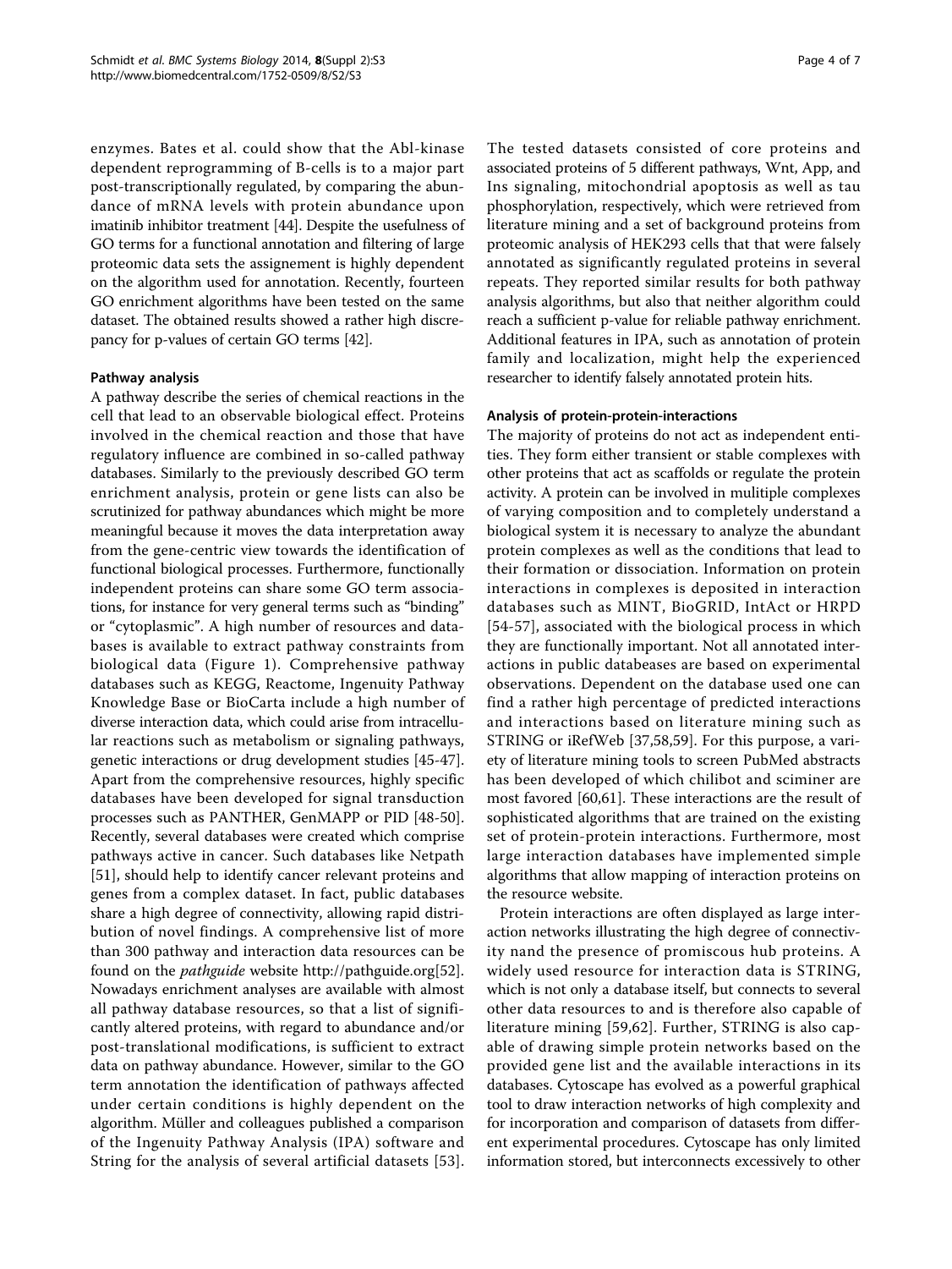enzymes. Bates et al. could show that the Abl-kinase dependent reprogramming of B-cells is to a major part post-transcriptionally regulated, by comparing the abundance of mRNA levels with protein abundance upon imatinib inhibitor treatment [44]. Despite the usefulness of GO terms for a functional annotation and filtering of large proteomic data sets the assignement is highly dependent on the algorithm used for annotation. Recently, fourteen GO enrichment algorithms have been tested on the same dataset. The obtained results showed a rather high discrepancy for p-values of certain GO terms [42].

#### Pathway analysis

A pathway describe the series of chemical reactions in the cell that lead to an observable biological effect. Proteins involved in the chemical reaction and those that have regulatory influence are combined in so-called pathway databases. Similarly to the previously described GO term enrichment analysis, protein or gene lists can also be scrutinized for pathway abundances which might be more meaningful because it moves the data interpretation away from the gene-centric view towards the identification of functional biological processes. Furthermore, functionally independent proteins can share some GO term associations, for instance for very general terms such as "binding" or "cytoplasmic". A high number of resources and databases is available to extract pathway constraints from biological data (Figure 1). Comprehensive pathway databases such as KEGG, Reactome, Ingenuity Pathway Knowledge Base or BioCarta include a high number of diverse interaction data, which could arise from intracellular reactions such as metabolism or signaling pathways, genetic interactions or drug development studies [45-47]. Apart from the comprehensive resources, highly specific databases have been developed for signal transduction processes such as PANTHER, GenMAPP or PID [48-50]. Recently, several databases were created which comprise pathways active in cancer. Such databases like Netpath [51], should help to identify cancer relevant proteins and genes from a complex dataset. In fact, public databases share a high degree of connectivity, allowing rapid distribution of novel findings. A comprehensive list of more than 300 pathway and interaction data resources can be found on the *pathguide* website http://pathguide.org[52]. Nowadays enrichment analyses are available with almost all pathway database resources, so that a list of significantly altered proteins, with regard to abundance and/or post-translational modifications, is sufficient to extract data on pathway abundance. However, similar to the GO term annotation the identification of pathways affected under certain conditions is highly dependent on the algorithm. Müller and colleagues published a comparison of the Ingenuity Pathway Analysis (IPA) software and String for the analysis of several artificial datasets [53]. The tested datasets consisted of core proteins and associated proteins of 5 different pathways, Wnt, App, and Ins signaling, mitochondrial apoptosis as well as tau phosphorylation, respectively, which were retrieved from literature mining and a set of background proteins from proteomic analysis of HEK293 cells that that were falsely annotated as significantly regulated proteins in several repeats. They reported similar results for both pathway analysis algorithms, but also that neither algorithm could reach a sufficient p-value for reliable pathway enrichment. Additional features in IPA, such as annotation of protein family and localization, might help the experienced researcher to identify falsely annotated protein hits.

#### Analysis of protein-protein-interactions

The majority of proteins do not act as independent entities. They form either transient or stable complexes with other proteins that act as scaffolds or regulate the protein activity. A protein can be involved in mulitiple complexes of varying composition and to completely understand a biological system it is necessary to analyze the abundant protein complexes as well as the conditions that lead to their formation or dissociation. Information on protein interactions in complexes is deposited in interaction databases such as MINT, BioGRID, IntAct or HRPD [54-57], associated with the biological process in which they are functionally important. Not all annotated interactions in public databeases are based on experimental observations. Dependent on the database used one can find a rather high percentage of predicted interactions and interactions based on literature mining such as STRING or iRefWeb [37,58,59]. For this purpose, a variety of literature mining tools to screen PubMed abstracts has been developed of which chilibot and sciminer are most favored [60,61]. These interactions are the result of sophisticated algorithms that are trained on the existing set of protein-protein interactions. Furthermore, most large interaction databases have implemented simple algorithms that allow mapping of interaction proteins on the resource website.

Protein interactions are often displayed as large interaction networks illustrating the high degree of connectivity nand the presence of promiscous hub proteins. A widely used resource for interaction data is STRING, which is not only a database itself, but connects to several other data resources to and is therefore also capable of literature mining [59,62]. Further, STRING is also capable of drawing simple protein networks based on the provided gene list and the available interactions in its databases. Cytoscape has evolved as a powerful graphical tool to draw interaction networks of high complexity and for incorporation and comparison of datasets from different experimental procedures. Cytoscape has only limited information stored, but interconnects excessively to other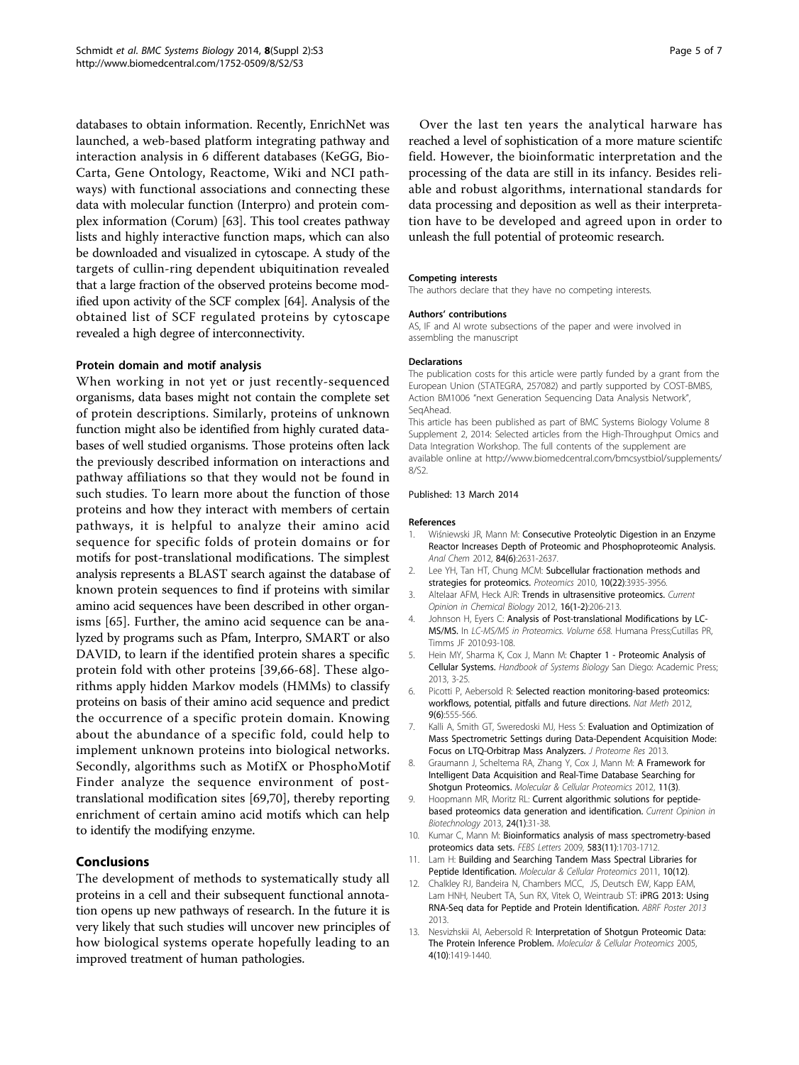databases to obtain information. Recently, EnrichNet was launched, a web-based platform integrating pathway and interaction analysis in 6 different databases (KeGG, BioCarta, Gene Ontology, Reactome, Wiki and NCI pathways) with functional associations and connecting these data with molecular function (Interpro) and protein complex information (Corum) [63]. This tool creates pathway lists and highly interactive function maps, which can also be downloaded and visualized in cytoscape. A study of the targets of cullin-ring dependent ubiquitination revealed that a large fraction of the observed proteins become modified upon activity of the SCF complex [64]. Analysis of the obtained list of SCF regulated proteins by cytoscape revealed a high degree of interconnectivity.

### Protein domain and motif analysis

When working in not yet or just recently-sequenced organisms, data bases might not contain the complete set of protein descriptions. Similarly, proteins of unknown function might also be identified from highly curated databases of well studied organisms. Those proteins often lack the previously described information on interactions and pathway affiliations so that they would not be found in such studies. To learn more about the function of those proteins and how they interact with members of certain pathways, it is helpful to analyze their amino acid sequence for specific folds of protein domains or for motifs for post-translational modifications. The simplest analysis represents a BLAST search against the database of known protein sequences to find if proteins with similar amino acid sequences have been described in other organisms [65]. Further, the amino acid sequence can be analyzed by programs such as Pfam, Interpro, SMART or also DAVID, to learn if the identified protein shares a specific protein fold with other proteins [39,66-68]. These algorithms apply hidden Markov models (HMMs) to classify proteins on basis of their amino acid sequence and predict the occurrence of a specific protein domain. Knowing about the abundance of a specific fold, could help to implement unknown proteins into biological networks. Secondly, algorithms such as MotifX or PhosphoMotif Finder analyze the sequence environment of post-translational modification sites [69,70], thereby reporting enrichment of certain amino acid motifs which can help to identify the modifying enzyme.

## Conclusions

The development of methods to systematically study all proteins in a cell and their subsequent functional annotation opens up new pathways of research. In the future it is very likely that such studies will uncover new principles of how biological systems operate hopefully leading to an improved treatment of human pathologies.

Over the last ten years the analytical harware has reached a level of sophistication of a more mature scientifc field. However, the bioinformatic interpretation and the processing of the data are still in its infancy. Besides reliable and robust algorithms, international standards for data processing and deposition as well as their interpretation have to be developed and agreed upon in order to unleash the full potential of proteomic research.

#### Competing interests

The authors declare that they have no competing interests.

#### Authors' contributions

AS, IF and AI wrote subsections of the paper and were involved in assembling the manuscript

#### Declarations

The publication costs for this article were partly funded by a grant from the European Union (STATEGRA, 257082) and partly supported by COST-BMBS, Action BM1006 "next Generation Sequencing Data Analysis Network", SeqAhead.

This article has been published as part of BMC Systems Biology Volume 8 Supplement 2, 2014: Selected articles from the High-Throughput Omics and Data Integration Workshop. The full contents of the supplement are available online at http://www.biomedcentral.com/bmcsystbiol/supplements/8/S2.

Published: 13 March 2014

#### References

1. Wiśniewski JR, Mann M: **Consecutive Proteolytic Digestion in an Enzyme Reactor Increases Depth of Proteomic and Phosphoproteomic Analysis.** *Anal Chem* 2012, **84(6)**:2631-2637.
2. Lee YH, Tan HT, Chung MCM: **Subcellular fractionation methods and strategies for proteomics.** *Proteomics* 2010, **10(22)**:3935-3956.
3. Altelaar AFM, Heck AJR: **Trends in ultrasensitive proteomics.** *Current Opinion in Chemical Biology* 2012, **16(1-2)**:206-213.
4. Johnson H, Eyers C: **Analysis of Post-translational Modifications by LC-MS/MS.** In *LC-MS/MS in Proteomics. Volume 658.* Humana Press;Cutillas PR, Timms JF 2010:93-108.
5. Hein MY, Sharma K, Cox J, Mann M: **Chapter 1 - Proteomic Analysis of Cellular Systems.** *Handbook of Systems Biology* San Diego: Academic Press; 2013, 3-25.
6. Picotti P, Aebersold R: **Selected reaction monitoring-based proteomics: workflows, potential, pitfalls and future directions.** *Nat Meth* 2012, **9(6)**:555-566.
7. Kalli A, Smith GT, Sweredoski MJ, Hess S: **Evaluation and Optimization of Mass Spectrometric Settings during Data-Dependent Acquisition Mode: Focus on LTQ-Orbitrap Mass Analyzers.** *J Proteome Res* 2013.
8. Graumann J, Scheltema RA, Zhang Y, Cox J, Mann M: **A Framework for Intelligent Data Acquisition and Real-Time Database Searching for Shotgun Proteomics.** *Molecular & Cellular Proteomics* 2012, **11(3)**.
9. Hoopmann MR, Moritz RL: **Current algorithmic solutions for peptide-based proteomics data generation and identification.** *Current Opinion in Biotechnology* 2013, **24(1)**:31-38.
10. Kumar C, Mann M: **Bioinformatics analysis of mass spectrometry-based proteomics data sets.** *FEBS Letters* 2009, **583(11)**:1703-1712.
11. Lam H: **Building and Searching Tandem Mass Spectral Libraries for Peptide Identification.** *Molecular & Cellular Proteomics* 2011, **10(12)**.
12. Chalkley RJ, Bandeira N, Chambers MCC, JS, Deutsch EW, Kapp EAM, Lam HNH, Neubert TA, Sun RX, Vitek O, Weintraub ST: **iPRG 2013: Using RNA-Seq data for Peptide and Protein Identification.** *ABRF Poster 2013* 2013.
13. Nesvizhskii AI, Aebersold R: **Interpretation of Shotgun Proteomic Data: The Protein Inference Problem.** *Molecular & Cellular Proteomics* 2005, **4(10)**:1419-1440.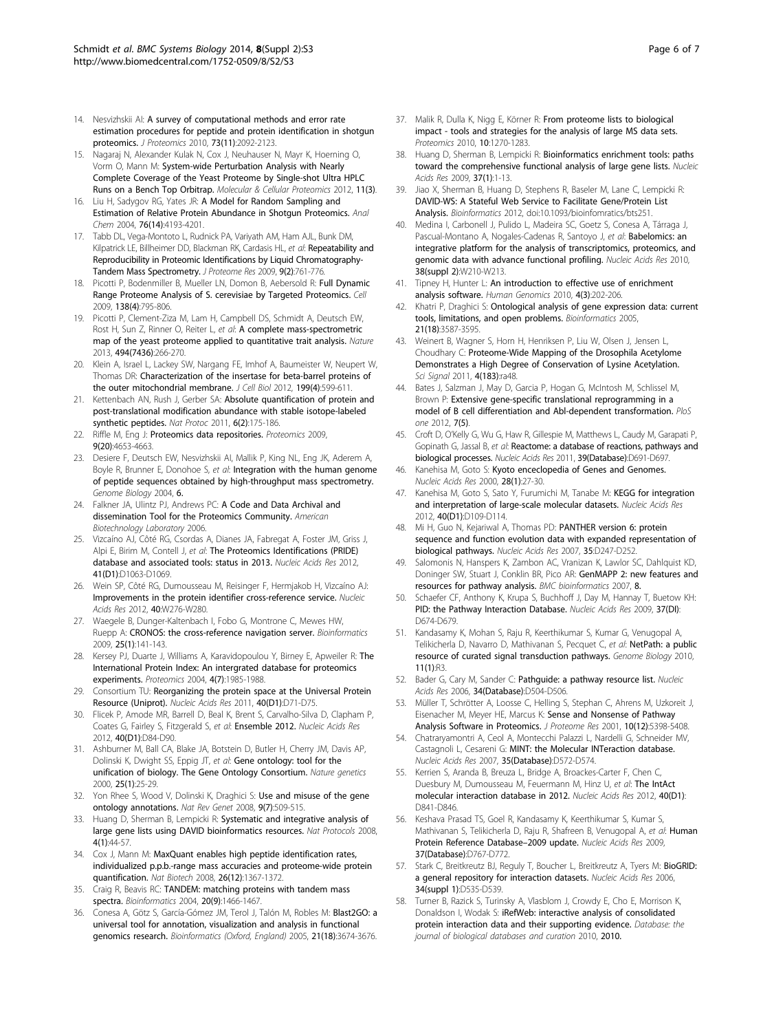14. Nesvizhskii AI: **A survey of computational methods and error rate estimation procedures for peptide and protein identification in shotgun proteomics.** *J Proteomics* 2010, **73(11)**:2092-2123.
15. Nagaraj N, Alexander Kulak N, Cox J, Neuhauser N, Mayr K, Hoerning O, Vorm O, Mann M: **System-wide Perturbation Analysis with Nearly Complete Coverage of the Yeast Proteome by Single-shot Ultra HPLC Runs on a Bench Top Orbitrap.** *Molecular & Cellular Proteomics* 2012, **11(3)**.
16. Liu H, Sadygov RG, Yates JR: **A Model for Random Sampling and Estimation of Relative Protein Abundance in Shotgun Proteomics.** *Anal Chem* 2004, **76(14)**:4193-4201.
17. Tabb DL, Vega-Montoto L, Rudnick PA, Variyath AM, Ham AJL, Bunk DM, Kilpatrick LE, Billheimer DD, Blackman RK, Cardasis HL, *et al*: **Repeatability and Reproducibility in Proteomic Identifications by Liquid Chromatography-Tandem Mass Spectrometry.** *J Proteome Res* 2009, **9(2)**:761-776.
18. Picotti P, Bodenmiller B, Mueller LN, Domon B, Aebersold R: **Full Dynamic Range Proteome Analysis of S. cerevisiae by Targeted Proteomics.** *Cell* 2009, **138(4)**:795-806.
19. Picotti P, Clement-Ziza M, Lam H, Campbell DS, Schmidt A, Deutsch EW, Rost H, Sun Z, Rinner O, Reiter L, *et al*: **A complete mass-spectrometric map of the yeast proteome applied to quantitative trait analysis.** *Nature* 2013, **494(7436)**:266-270.
20. Klein A, Israel L, Lackey SW, Nargang FE, Imhof A, Baumeister W, Neupert W, Thomas DR: **Characterization of the insertase for beta-barrel proteins of the outer mitochondrial membrane.** *J Cell Biol* 2012, **199(4)**:599-611.
21. Kettenbach AN, Rush J, Gerber SA: **Absolute quantification of protein and post-translational modification abundance with stable isotope-labeled synthetic peptides.** *Nat Protoc* 2011, **6(2)**:175-186.
22. Riffle M, Eng J: **Proteomics data repositories.** *Proteomics* 2009, **9(20)**:4653-4663.
23. Desiere F, Deutsch EW, Nesvizhskii AI, Mallik P, King NL, Eng JK, Aderem A, Boyle R, Brunner E, Donohoe S, *et al*: **Integration with the human genome of peptide sequences obtained by high-throughput mass spectrometry.** *Genome Biology* 2004, **6**.
24. Falkner JA, Ulintz PJ, Andrews PC: **A Code and Data Archival and dissemination Tool for the Proteomics Community.** *American Biotechnology Laboratory* 2006.
25. Vizcaíno AJ, Côté RG, Csordas A, Dianes JA, Fabregat A, Foster JM, Griss J, Alpi E, Birim M, Contell J, *et al*: **The Proteomics Identifications (PRIDE) database and associated tools: status in 2013.** *Nucleic Acids Res* 2012, **41(D1)**:D1063-D1069.
26. Wein SP, Côté RG, Dumousseau M, Reisinger F, Hermjakob H, Vizcaíno AJ: **Improvements in the protein identifier cross-reference service.** *Nucleic Acids Res* 2012, **40**:W276-W280.
27. Waegele B, Dunger-Kaltenbach I, Fobo G, Montrone C, Mewes HW, Ruepp A: **CRONOS: the cross-reference navigation server.** *Bioinformatics* 2009, **25(1)**:141-143.
28. Kersey PJ, Duarte J, Williams A, Karavidopoulou Y, Birney E, Apweiler R: **The International Protein Index: An intergrated database for proteomics experiments.** *Proteomics* 2004, **4(7)**:1985-1988.
29. Consortium TU: **Reorganizing the protein space at the Universal Protein Resource (Uniprot).** *Nucleic Acids Res* 2011, **40(D1)**:D71-D75.
30. Flicek P, Amode MR, Barrell D, Beal K, Brent S, Carvalho-Silva D, Clapham P, Coates G, Fairley S, Fitzgerald S, *et al*: **Ensemble 2012.** *Nucleic Acids Res* 2012, **40(D1)**:D84-D90.
31. Ashburner M, Ball CA, Blake JA, Botstein D, Butler H, Cherry JM, Davis AP, Dolinski K, Dwight SS, Eppig JT, *et al*: **Gene ontology: tool for the unification of biology. The Gene Ontology Consortium.** *Nature genetics* 2000, **25(1)**:25-29.
32. Yon Rhee S, Wood V, Dolinski K, Draghici S: **Use and misuse of the gene ontology annotations.** *Nat Rev Genet* 2008, **9(7)**:509-515.
33. Huang D, Sherman B, Lempicki R: **Systematic and integrative analysis of large gene lists using DAVID bioinformatics resources.** *Nat Protocols* 2008, **4(1)**:44-57.
34. Cox J, Mann M: **MaxQuant enables high peptide identification rates, individualized p.p.b.-range mass accuracies and proteome-wide protein quantification.** *Nat Biotech* 2008, **26(12)**:1367-1372.
35. Craig R, Beavis RC: **TANDEM: matching proteins with tandem mass spectra.** *Bioinformatics* 2004, **20(9)**:1466-1467.
36. Conesa A, Götz S, García-Gómez JM, Terol J, Talón M, Robles M: **Blast2GO: a universal tool for annotation, visualization and analysis in functional genomics research.** *Bioinformatics (Oxford, England)* 2005, **21(18)**:3674-3676.
37. Malik R, Dulla K, Nigg E, Körner R: **From proteome lists to biological impact - tools and strategies for the analysis of large MS data sets.** *Proteomics* 2010, **10**:1270-1283.
38. Huang D, Sherman B, Lempicki R: **Bioinformatics enrichment tools: paths toward the comprehensive functional analysis of large gene lists.** *Nucleic Acids Res* 2009, **37(1)**:1-13.
39. Jiao X, Sherman B, Huang D, Stephens R, Baseler M, Lane C, Lempicki R: **DAVID-WS: A Stateful Web Service to Facilitate Gene/Protein List Analysis.** *Bioinformatics* 2012, doi:10.1093/bioinfomratics/bts251.
40. Medina I, Carbonell J, Pulido L, Madeira SC, Goetz S, Conesa A, Tárraga J, Pascual-Montano A, Nogales-Cadenas R, Santoyo J, *et al*: **Babelomics: an integrative platform for the analysis of transcriptomics, proteomics, and genomic data with advance functional profiling.** *Nucleic Acids Res* 2010, **38(suppl 2)**:W210-W213.
41. Tipney H, Hunter L: **An introduction to effective use of enrichment analysis software.** *Human Genomics* 2010, **4(3)**:202-206.
42. Khatri P, Draghici S: **Ontological analysis of gene expression data: current tools, limitations, and open problems.** *Bioinformatics* 2005, **21(18)**:3587-3595.
43. Weinert B, Wagner S, Horn H, Henriksen P, Liu W, Olsen J, Jensen L, Choudhary C: **Proteome-Wide Mapping of the Drosophila Acetylome Demonstrates a High Degree of Conservation of Lysine Acetylation.** *Sci Signal* 2011, **4(183)**:ra48.
44. Bates J, Salzman J, May D, Garcia P, Hogan G, McIntosh M, Schlissel M, Brown P: **Extensive gene-specific translational reprogramming in a model of B cell differentiation and Abl-dependent transformation.** *PloS one* 2012, **7(5)**.
45. Croft D, O'Kelly G, Wu G, Haw R, Gillespie M, Matthews L, Caudy M, Garapati P, Gopinath G, Jassal B, *et al*: **Reactome: a database of reactions, pathways and biological processes.** *Nucleic Acids Res* 2011, **39(Database)**:D691-D697.
46. Kanehisa M, Goto S: **Kyoto enceclopedia of Genes and Genomes.** *Nucleic Acids Res* 2000, **28(1)**:27-30.
47. Kanehisa M, Goto S, Sato Y, Furumichi M, Tanabe M: **KEGG for integration and interpretation of large-scale molecular datasets.** *Nucleic Acids Res* 2012, **40(D1)**:D109-D114.
48. Mi H, Guo N, Kejariwal A, Thomas PD: **PANTHER version 6: protein sequence and function evolution data with expanded representation of biological pathways.** *Nucleic Acids Res* 2007, **35**:D247-D252.
49. Salomonis N, Hanspers K, Zambon AC, Vranizan K, Lawlor SC, Dahlquist KD, Doninger SW, Stuart J, Conklin BR, Pico AR: **GenMAPP 2: new features and resources for pathway analysis.** *BMC bioinformatics* 2007, **8**.
50. Schaefer CF, Anthony K, Krupa S, Buchhoff J, Day M, Hannay T, Buetow KH: **PID: the Pathway Interaction Database.** *Nucleic Acids Res* 2009, **37(DI)**:D674-D679.
51. Kandasamy K, Mohan S, Raju R, Keerthikumar S, Kumar G, Venugopal A, Telikicherla D, Navarro D, Mathivanan S, Pecquet C, *et al*: **NetPath: a public resource of curated signal transduction pathways.** *Genome Biology* 2010, **11(1)**:R3.
52. Bader G, Cary M, Sander C: **Pathguide: a pathway resource list.** *Nucleic Acids Res* 2006, **34(Database)**:D504-D506.
53. Müller T, Schrötter A, Loosse C, Helling S, Stephan C, Ahrens M, Uzkoreit J, Eisenacher M, Meyer HE, Marcus K: **Sense and Nonsense of Pathway Analysis Software in Proteomics.** *J Proteome Res* 2001, **10(12)**:5398-5408.
54. Chatraryamontri A, Ceol A, Montecchi Palazzi L, Nardelli G, Schneider MV, Castagnoli L, Cesareni G: **MINT: the Molecular INTeraction database.** *Nucleic Acids Res* 2007, **35(Database)**:D572-D574.
55. Kerrien S, Aranda B, Breuza L, Bridge A, Broackes-Carter F, Chen C, Duesbury M, Dumousseau M, Feuermann M, Hinz U, *et al*: **The IntAct molecular interaction database in 2012.** *Nucleic Acids Res* 2012, **40(D1)**:D841-D846.
56. Keshava Prasad TS, Goel R, Kandasamy K, Keerthikumar S, Kumar S, Mathivanan S, Telikicherla D, Raju R, Shafreen B, Venugopal A, *et al*: **Human Protein Reference Database–2009 update.** *Nucleic Acids Res* 2009, **37(Database)**:D767-D772.
57. Stark C, Breitkreutz BJ, Reguly T, Boucher L, Breitkreutz A, Tyers M: **BioGRID: a general repository for interaction datasets.** *Nucleic Acids Res* 2006, **34(suppl 1)**:D535-D539.
58. Turner B, Razick S, Turinsky A, Vlasblom J, Crowdy E, Cho E, Morrison K, Donaldson I, Wodak S: **iRefWeb: interactive analysis of consolidated protein interaction data and their supporting evidence.** *Database: the journal of biological databases and curation* 2010, **2010**.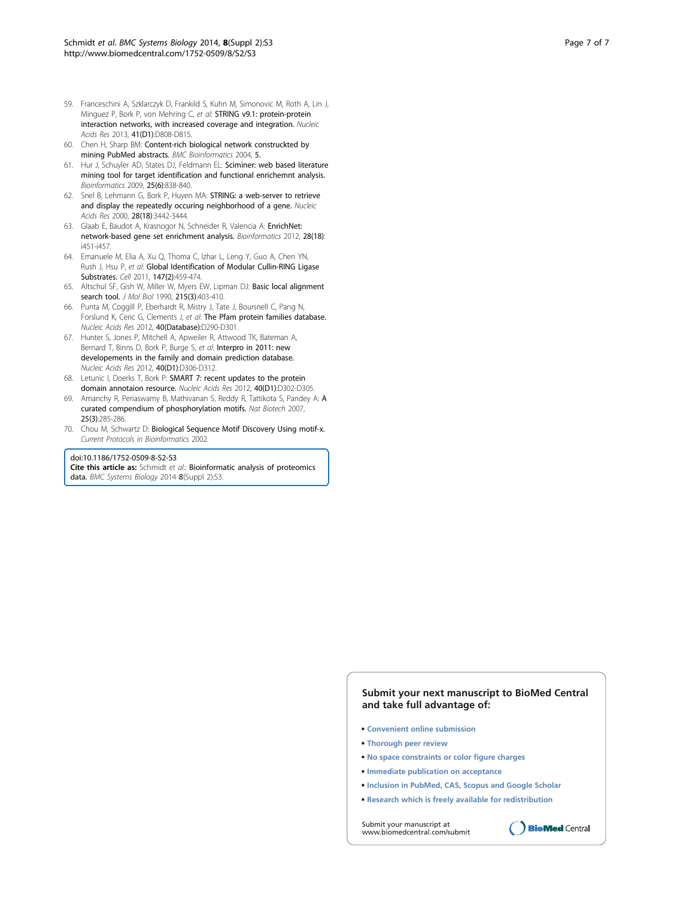59. Franceschini A, Szklarczyk D, Frankild S, Kuhn M, Simonovic M, Roth A, Lin J, Minguez P, Bork P, von Mehring C, *et al*: **STRING v9.1: protein-protein interaction networks, with increased coverage and integration.** *Nucleic Acids Res* 2013, **41(D1)**:D808-D815.
60. Chen H, Sharp BM: **Content-rich biological network construckted by mining PubMed abstracts.** *BMC Bioinformatics* 2004, **5**.
61. Hur J, Schuyler AD, States DJ, Feldmann EL: **Sciminer: web based literature mining tool for target identification and functional enrichemnt analysis.** *Bioinformatics* 2009, **25(6)**:838-840.
62. Snel B, Lehmann G, Bork P, Huyen MA: **STRING: a web-server to retrieve and display the repeatedly occuring neighborhood of a gene.** *Nucleic Acids Res* 2000, **28(18)**:3442-3444.
63. Glaab E, Baudot A, Krasnogor N, Schneider R, Valencia A: **EnrichNet: network-based gene set enrichment analysis.** *Bioinformatics* 2012, **28(18)**: i451-i457.
64. Emanuele M, Elia A, Xu Q, Thoma C, Izhar L, Leng Y, Guo A, Chen YN, Rush J, Hsu P, *et al*: **Global Identification of Modular Cullin-RING Ligase Substrates.** *Cell* 2011, **147(2)**:459-474.
65. Altschul SF, Gish W, Miller W, Myers EW, Lipman DJ: **Basic local alignment search tool.** *J Mol Biol* 1990, **215(3)**:403-410.
66. Punta M, Coggill P, Eberhardt R, Mistry J, Tate J, Boursnell C, Pang N, Forslund K, Ceric G, Clements J, *et al*: **The Pfam protein families database.** *Nucleic Acids Res* 2012, **40(Database)**:D290-D301.
67. Hunter S, Jones P, Mitchell A, Apweiler R, Attwood TK, Bateman A, Bernard T, Binns D, Bork P, Burge S, *et al*: **Interpro in 2011: new developements in the family and domain prediction database.** *Nucleic Acids Res* 2012, **40(D1)**:D306-D312.
68. Letunic I, Doerks T, Bork P: **SMART 7: recent updates to the protein domain annotaion resource.** *Nucleic Acids Res* 2012, **40(D1)**:D302-D305.
69. Amanchy R, Periaswamy B, Mathivanan S, Reddy R, Tattikota S, Pandey A: **A curated compendium of phosphorylation motifs.** *Nat Biotech* 2007, **25(3)**:285-286.
70. Chou M, Schwartz D: **Biological Sequence Motif Discovery Using motif-x.** *Current Protocols in Bioinformatics* 2002.

doi:10.1186/1752-0509-8-S2-S3
**Cite this article as:** Schmidt *et al.*: **Bioinformatic analysis of proteomics data.** *BMC Systems Biology* 2014 **8**(Suppl 2):S3.

**Submit your next manuscript to BioMed Central and take full advantage of:**

- **Convenient online submission**
- **Thorough peer review**
- **No space constraints or color figure charges**
- **Immediate publication on acceptance**
- **Inclusion in PubMed, CAS, Scopus and Google Scholar**
- **Research which is freely available for redistribution**

Submit your manuscript at
www.biomedcentral.com/submit

BioMed Central